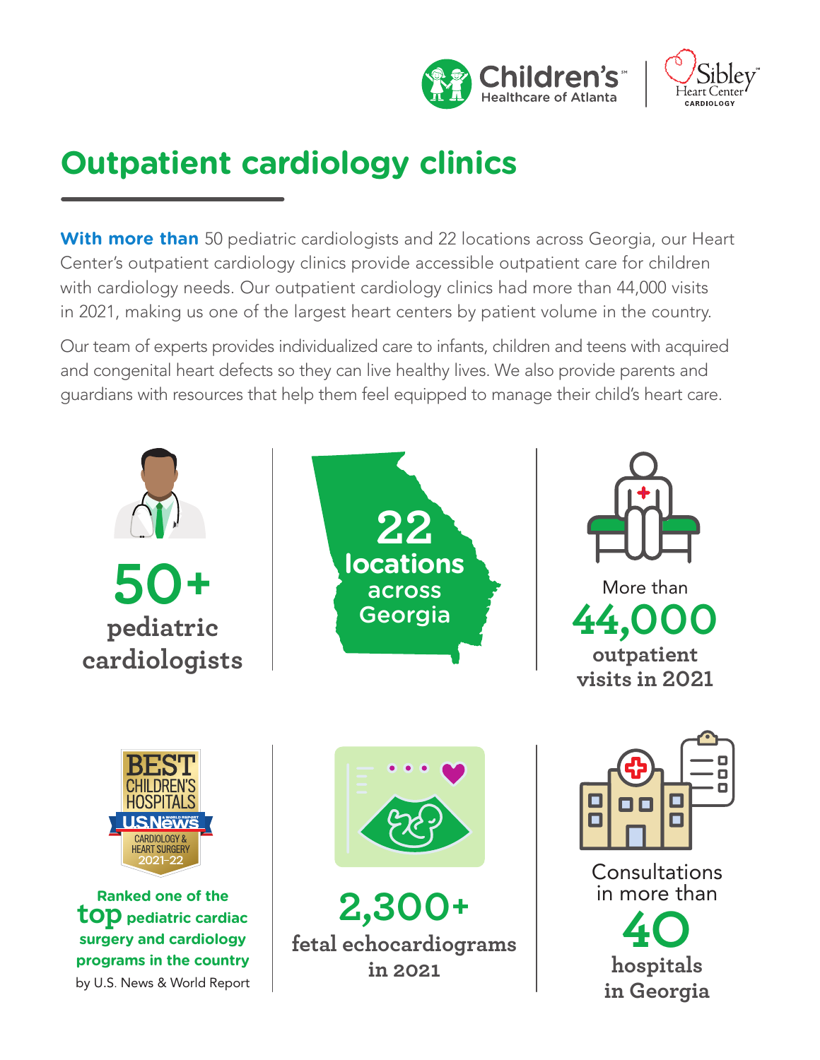# Outpatient cardiology clinics

**With more than** 50 pediatric cardiologists and 22 locations across Georgia, our Heart Center's outpatient cardiology clinics provide accessible outpatient care for children with cardiology needs. Our outpatient cardiology clinics had more than 44,000 visits in 2021, making us one of the largest heart centers by patient volume in the country.

Our team of experts provides individualized care to infants, children and teens with acquired and congenital heart defects so they can live healthy lives. We also provide parents and guardians with resources that help them feel equipped to manage their child's heart care.

**50+**
**pediatric cardiologists**

**22**
**locations across Georgia**

More than
**44,000**
**outpatient visits in 2021**

BEST CHILDREN'S HOSPITALS
U.S. News & World Report
CARDIOLOGY & HEART SURGERY
2021-22

**Ranked one of the top pediatric cardiac surgery and cardiology programs in the country**
by U.S. News & World Report

**2,300+**
**fetal echocardiograms in 2021**

Consultations in more than
**40**
**hospitals in Georgia**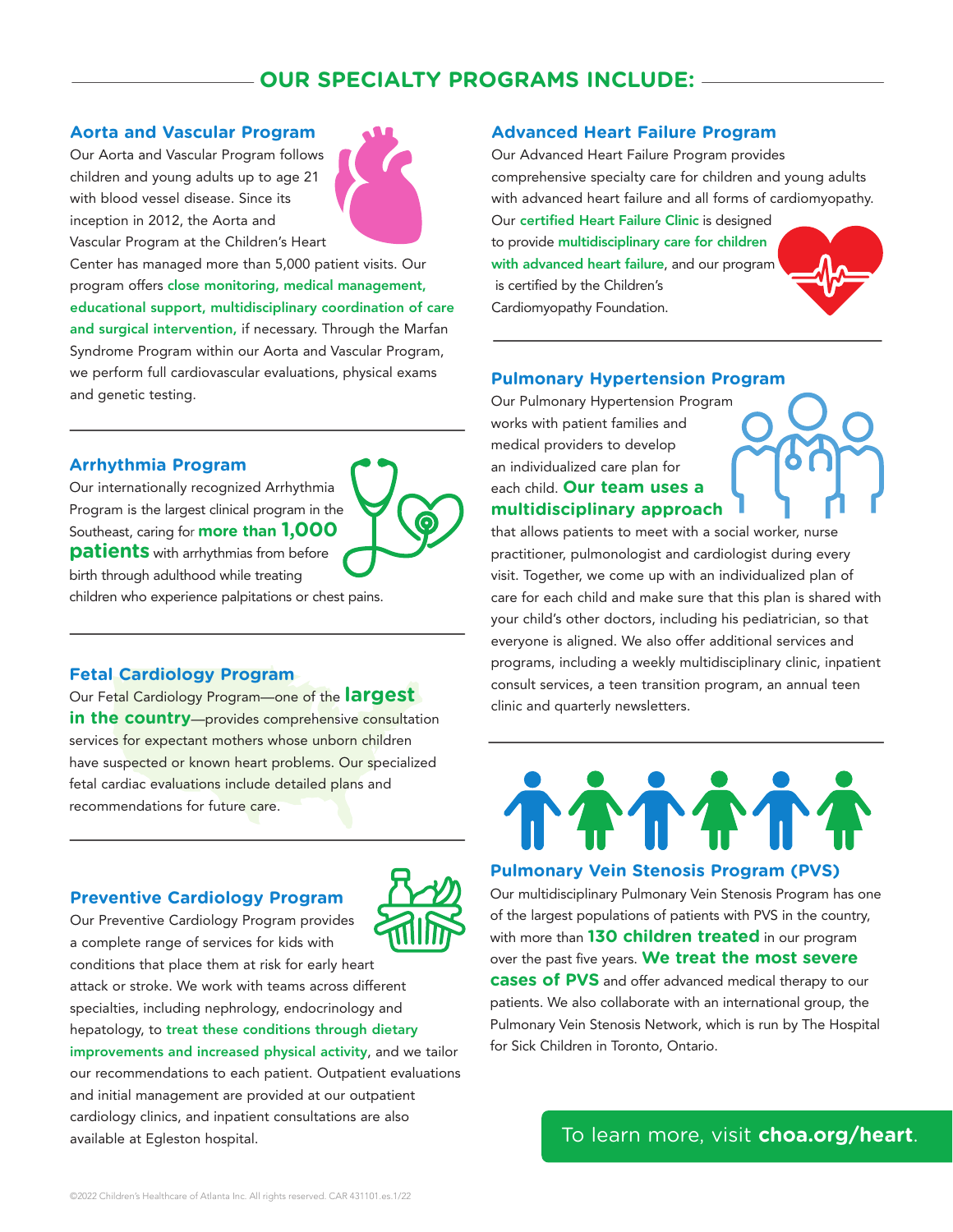## OUR SPECIALTY PROGRAMS INCLUDE:

### Aorta and Vascular Program

Our Aorta and Vascular Program follows children and young adults up to age 21 with blood vessel disease. Since its inception in 2012, the Aorta and Vascular Program at the Children's Heart Center has managed more than 5,000 patient visits. Our program offers **close monitoring, medical management, educational support, multidisciplinary coordination of care and surgical intervention,** if necessary. Through the Marfan Syndrome Program within our Aorta and Vascular Program, we perform full cardiovascular evaluations, physical exams and genetic testing.

### Arrhythmia Program

Our internationally recognized Arrhythmia Program is the largest clinical program in the Southeast, caring for **more than 1,000 patients** with arrhythmias from before birth through adulthood while treating children who experience palpitations or chest pains.

### Fetal Cardiology Program

Our Fetal Cardiology Program—one of the **largest in the country**—provides comprehensive consultation services for expectant mothers whose unborn children have suspected or known heart problems. Our specialized fetal cardiac evaluations include detailed plans and recommendations for future care.

### Preventive Cardiology Program

Our Preventive Cardiology Program provides a complete range of services for kids with conditions that place them at risk for early heart attack or stroke. We work with teams across different specialties, including nephrology, endocrinology and hepatology, to **treat these conditions through dietary improvements and increased physical activity**, and we tailor our recommendations to each patient. Outpatient evaluations and initial management are provided at our outpatient cardiology clinics, and inpatient consultations are also available at Egleston hospital.

### Advanced Heart Failure Program

Our Advanced Heart Failure Program provides comprehensive specialty care for children and young adults with advanced heart failure and all forms of cardiomyopathy. Our **certified Heart Failure Clinic** is designed to provide **multidisciplinary care for children with advanced heart failure**, and our program is certified by the Children's Cardiomyopathy Foundation.

### Pulmonary Hypertension Program

Our Pulmonary Hypertension Program works with patient families and medical providers to develop an individualized care plan for each child. **Our team uses a multidisciplinary approach** that allows patients to meet with a social worker, nurse practitioner, pulmonologist and cardiologist during every visit. Together, we come up with an individualized plan of care for each child and make sure that this plan is shared with your child's other doctors, including his pediatrician, so that everyone is aligned. We also offer additional services and programs, including a weekly multidisciplinary clinic, inpatient consult services, a teen transition program, an annual teen clinic and quarterly newsletters.

### Pulmonary Vein Stenosis Program (PVS)

Our multidisciplinary Pulmonary Vein Stenosis Program has one of the largest populations of patients with PVS in the country, with more than **130 children treated** in our program over the past five years. **We treat the most severe cases of PVS** and offer advanced medical therapy to our patients. We also collaborate with an international group, the Pulmonary Vein Stenosis Network, which is run by The Hospital for Sick Children in Toronto, Ontario.

To learn more, visit **choa.org/heart**.

©2022 Children's Healthcare of Atlanta Inc. All rights reserved. CAR 431101.es.1/22